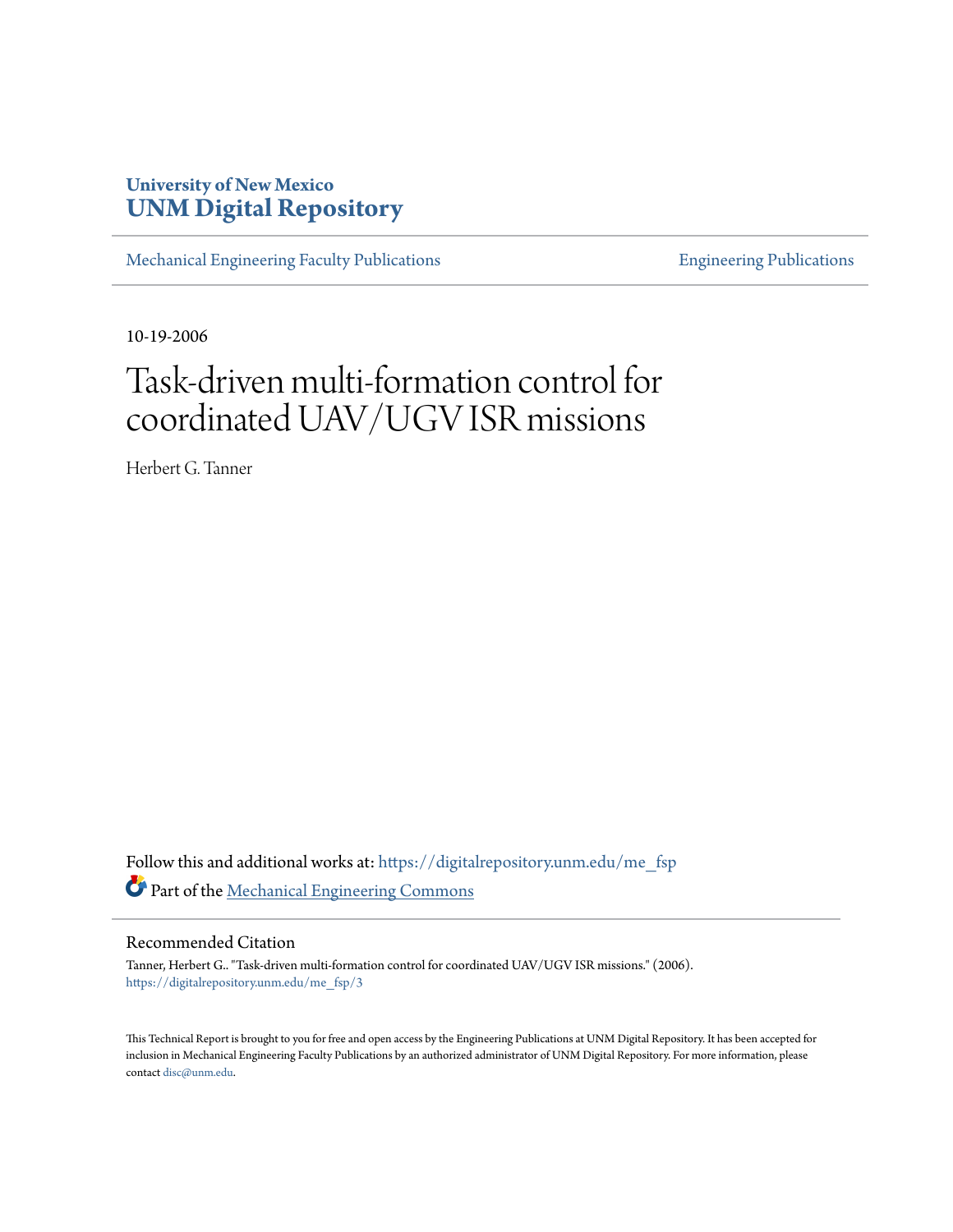University of New Mexico
# UNM Digital Repository

Mechanical Engineering Faculty Publications | Engineering Publications

10-19-2006

# Task-driven multi-formation control for coordinated UAV/UGV ISR missions

Herbert G. Tanner

Follow this and additional works at: https://digitalrepository.unm.edu/me_fsp

Part of the Mechanical Engineering Commons

## Recommended Citation

Tanner, Herbert G.. "Task-driven multi-formation control for coordinated UAV/UGV ISR missions." (2006). https://digitalrepository.unm.edu/me_fsp/3

This Technical Report is brought to you for free and open access by the Engineering Publications at UNM Digital Repository. It has been accepted for inclusion in Mechanical Engineering Faculty Publications by an authorized administrator of UNM Digital Repository. For more information, please contact disc@unm.edu.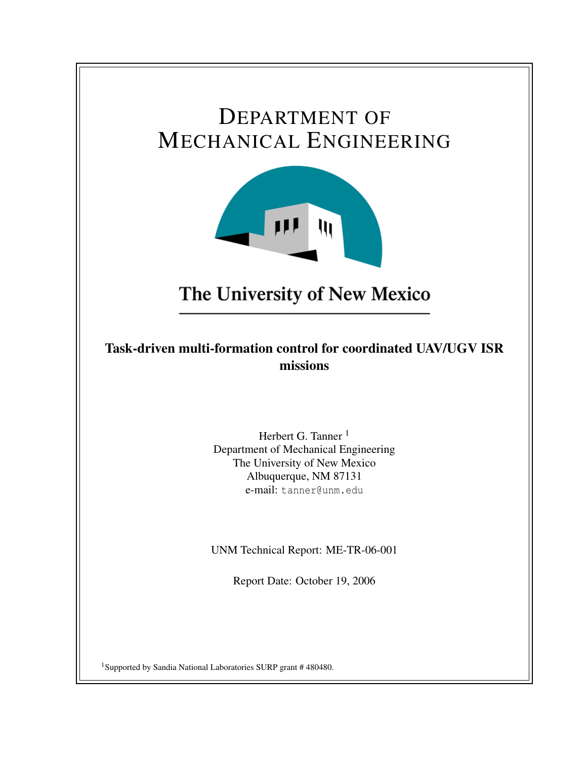# DEPARTMENT OF MECHANICAL ENGINEERING

The University of New Mexico

**Task-driven multi-formation control for coordinated UAV/UGV ISR missions**

Herbert G. Tanner [1]
Department of Mechanical Engineering
The University of New Mexico
Albuquerque, NM 87131
e-mail: tanner@unm.edu

UNM Technical Report: ME-TR-06-001

Report Date: October 19, 2006

[1] Supported by Sandia National Laboratories SURP grant # 480480.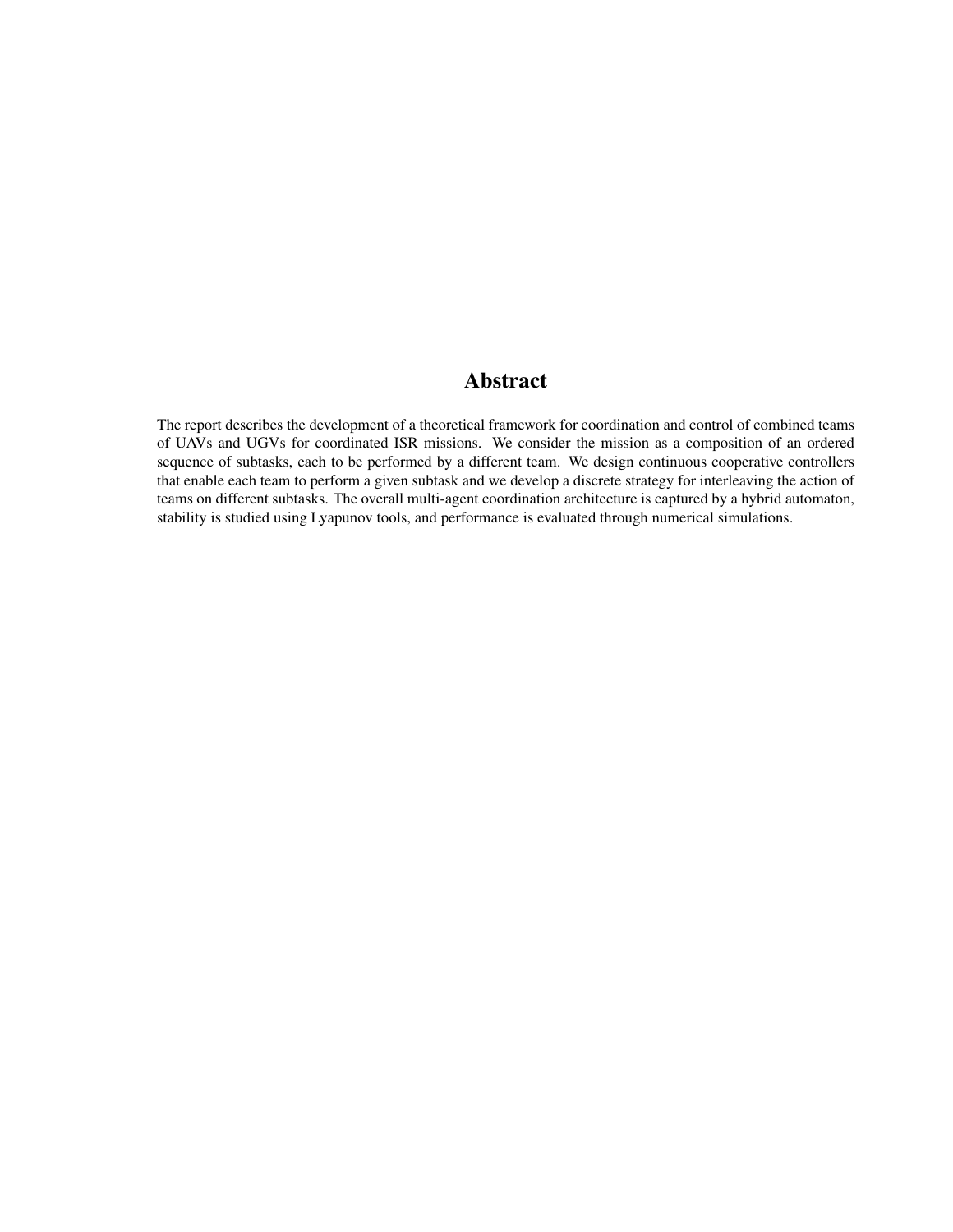# Abstract

The report describes the development of a theoretical framework for coordination and control of combined teams of UAVs and UGVs for coordinated ISR missions. We consider the mission as a composition of an ordered sequence of subtasks, each to be performed by a different team. We design continuous cooperative controllers that enable each team to perform a given subtask and we develop a discrete strategy for interleaving the action of teams on different subtasks. The overall multi-agent coordination architecture is captured by a hybrid automaton, stability is studied using Lyapunov tools, and performance is evaluated through numerical simulations.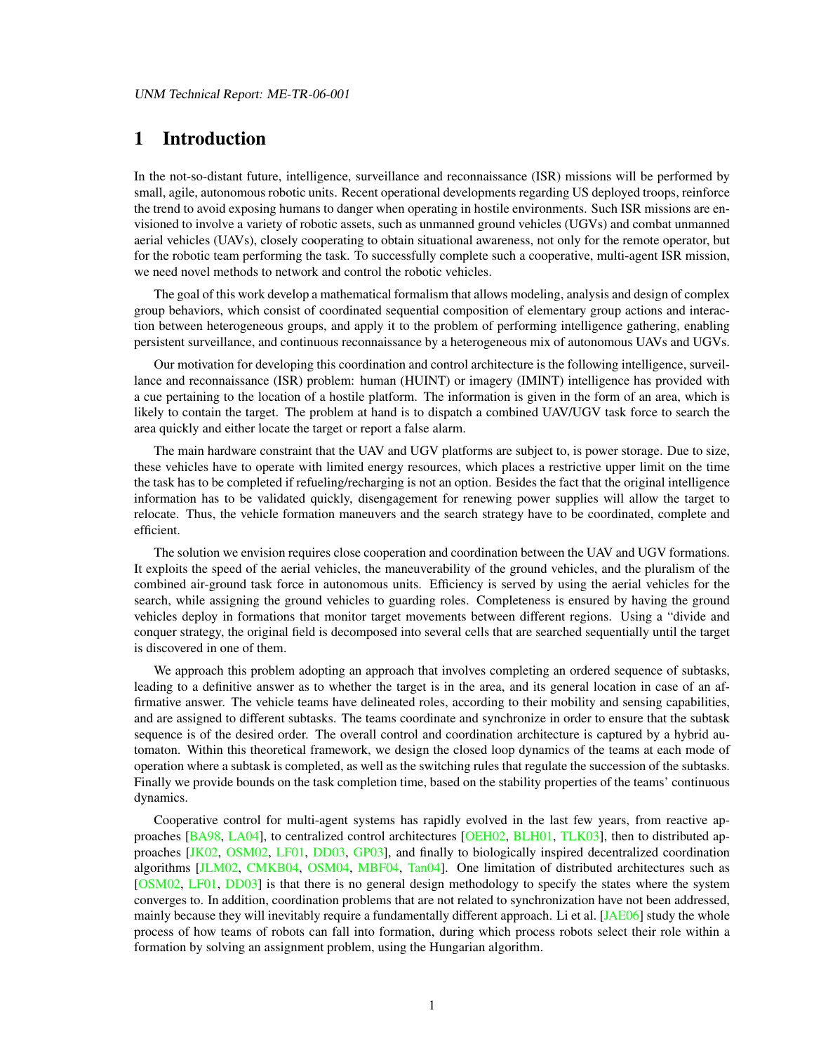# 1 Introduction

In the not-so-distant future, intelligence, surveillance and reconnaissance (ISR) missions will be performed by small, agile, autonomous robotic units. Recent operational developments regarding US deployed troops, reinforce the trend to avoid exposing humans to danger when operating in hostile environments. Such ISR missions are envisioned to involve a variety of robotic assets, such as unmanned ground vehicles (UGVs) and combat unmanned aerial vehicles (UAVs), closely cooperating to obtain situational awareness, not only for the remote operator, but for the robotic team performing the task. To successfully complete such a cooperative, multi-agent ISR mission, we need novel methods to network and control the robotic vehicles.

The goal of this work develop a mathematical formalism that allows modeling, analysis and design of complex group behaviors, which consist of coordinated sequential composition of elementary group actions and interaction between heterogeneous groups, and apply it to the problem of performing intelligence gathering, enabling persistent surveillance, and continuous reconnaissance by a heterogeneous mix of autonomous UAVs and UGVs.

Our motivation for developing this coordination and control architecture is the following intelligence, surveillance and reconnaissance (ISR) problem: human (HUINT) or imagery (IMINT) intelligence has provided with a cue pertaining to the location of a hostile platform. The information is given in the form of an area, which is likely to contain the target. The problem at hand is to dispatch a combined UAV/UGV task force to search the area quickly and either locate the target or report a false alarm.

The main hardware constraint that the UAV and UGV platforms are subject to, is power storage. Due to size, these vehicles have to operate with limited energy resources, which places a restrictive upper limit on the time the task has to be completed if refueling/recharging is not an option. Besides the fact that the original intelligence information has to be validated quickly, disengagement for renewing power supplies will allow the target to relocate. Thus, the vehicle formation maneuvers and the search strategy have to be coordinated, complete and efficient.

The solution we envision requires close cooperation and coordination between the UAV and UGV formations. It exploits the speed of the aerial vehicles, the maneuverability of the ground vehicles, and the pluralism of the combined air-ground task force in autonomous units. Efficiency is served by using the aerial vehicles for the search, while assigning the ground vehicles to guarding roles. Completeness is ensured by having the ground vehicles deploy in formations that monitor target movements between different regions. Using a "divide and conquer strategy, the original field is decomposed into several cells that are searched sequentially until the target is discovered in one of them.

We approach this problem adopting an approach that involves completing an ordered sequence of subtasks, leading to a definitive answer as to whether the target is in the area, and its general location in case of an affirmative answer. The vehicle teams have delineated roles, according to their mobility and sensing capabilities, and are assigned to different subtasks. The teams coordinate and synchronize in order to ensure that the subtask sequence is of the desired order. The overall control and coordination architecture is captured by a hybrid automaton. Within this theoretical framework, we design the closed loop dynamics of the teams at each mode of operation where a subtask is completed, as well as the switching rules that regulate the succession of the subtasks. Finally we provide bounds on the task completion time, based on the stability properties of the teams' continuous dynamics.

Cooperative control for multi-agent systems has rapidly evolved in the last few years, from reactive approaches [BA98, LA04], to centralized control architectures [OEH02, BLH01, TLK03], then to distributed approaches [JK02, OSM02, LF01, DD03, GP03], and finally to biologically inspired decentralized coordination algorithms [JLM02, CMKB04, OSM04, MBF04, Tan04]. One limitation of distributed architectures such as [OSM02, LF01, DD03] is that there is no general design methodology to specify the states where the system converges to. In addition, coordination problems that are not related to synchronization have not been addressed, mainly because they will inevitably require a fundamentally different approach. Li et al. [JAE06] study the whole process of how teams of robots can fall into formation, during which process robots select their role within a formation by solving an assignment problem, using the Hungarian algorithm.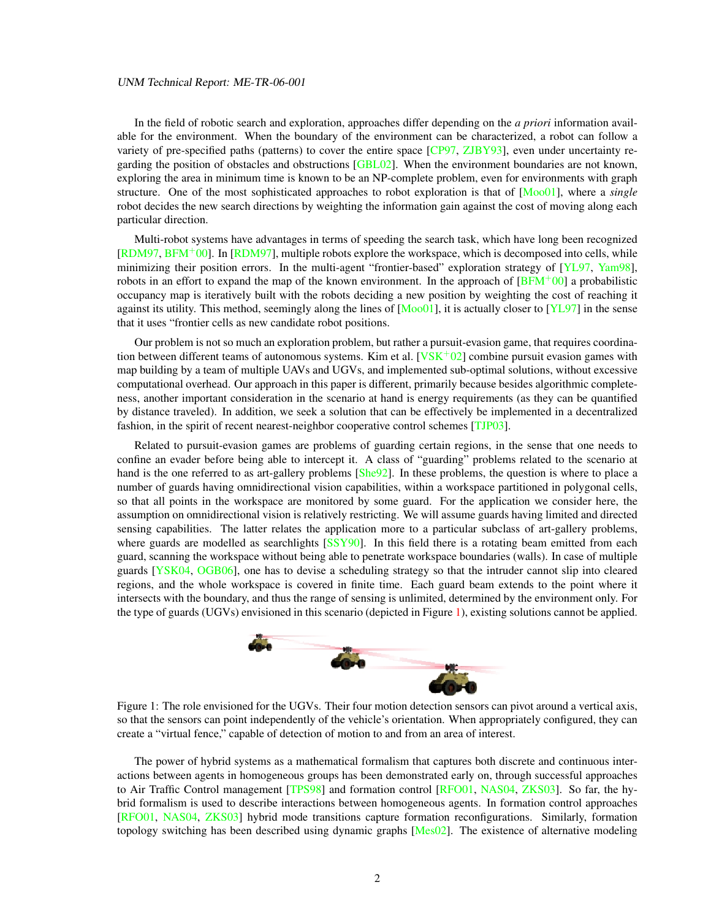In the field of robotic search and exploration, approaches differ depending on the *a priori* information available for the environment. When the boundary of the environment can be characterized, a robot can follow a variety of pre-specified paths (patterns) to cover the entire space [CP97, ZJBY93], even under uncertainty regarding the position of obstacles and obstructions [GBL02]. When the environment boundaries are not known, exploring the area in minimum time is known to be an NP-complete problem, even for environments with graph structure. One of the most sophisticated approaches to robot exploration is that of [Moo01], where a *single* robot decides the new search directions by weighting the information gain against the cost of moving along each particular direction.

Multi-robot systems have advantages in terms of speeding the search task, which have long been recognized [RDM97, BFM+00]. In [RDM97], multiple robots explore the workspace, which is decomposed into cells, while minimizing their position errors. In the multi-agent "frontier-based" exploration strategy of [YL97, Yam98], robots in an effort to expand the map of the known environment. In the approach of [BFM+00] a probabilistic occupancy map is iteratively built with the robots deciding a new position by weighting the cost of reaching it against its utility. This method, seemingly along the lines of [Moo01], it is actually closer to [YL97] in the sense that it uses "frontier cells as new candidate robot positions.

Our problem is not so much an exploration problem, but rather a pursuit-evasion game, that requires coordination between different teams of autonomous systems. Kim et al. [VSK+02] combine pursuit evasion games with map building by a team of multiple UAVs and UGVs, and implemented sub-optimal solutions, without excessive computational overhead. Our approach in this paper is different, primarily because besides algorithmic completeness, another important consideration in the scenario at hand is energy requirements (as they can be quantified by distance traveled). In addition, we seek a solution that can be effectively be implemented in a decentralized fashion, in the spirit of recent nearest-neighbor cooperative control schemes [TJP03].

Related to pursuit-evasion games are problems of guarding certain regions, in the sense that one needs to confine an evader before being able to intercept it. A class of "guarding" problems related to the scenario at hand is the one referred to as art-gallery problems [She92]. In these problems, the question is where to place a number of guards having omnidirectional vision capabilities, within a workspace partitioned in polygonal cells, so that all points in the workspace are monitored by some guard. For the application we consider here, the assumption on omnidirectional vision is relatively restricting. We will assume guards having limited and directed sensing capabilities. The latter relates the application more to a particular subclass of art-gallery problems, where guards are modelled as searchlights [SSY90]. In this field there is a rotating beam emitted from each guard, scanning the workspace without being able to penetrate workspace boundaries (walls). In case of multiple guards [YSK04, OGB06], one has to devise a scheduling strategy so that the intruder cannot slip into cleared regions, and the whole workspace is covered in finite time. Each guard beam extends to the point where it intersects with the boundary, and thus the range of sensing is unlimited, determined by the environment only. For the type of guards (UGVs) envisioned in this scenario (depicted in Figure 1), existing solutions cannot be applied.

Figure 1: The role envisioned for the UGVs. Their four motion detection sensors can pivot around a vertical axis, so that the sensors can point independently of the vehicle's orientation. When appropriately configured, they can create a "virtual fence," capable of detection of motion to and from an area of interest.

The power of hybrid systems as a mathematical formalism that captures both discrete and continuous interactions between agents in homogeneous groups has been demonstrated early on, through successful approaches to Air Traffic Control management [TPS98] and formation control [RFO01, NAS04, ZKS03]. So far, the hybrid formalism is used to describe interactions between homogeneous agents. In formation control approaches [RFO01, NAS04, ZKS03] hybrid mode transitions capture formation reconfigurations. Similarly, formation topology switching has been described using dynamic graphs [Mes02]. The existence of alternative modeling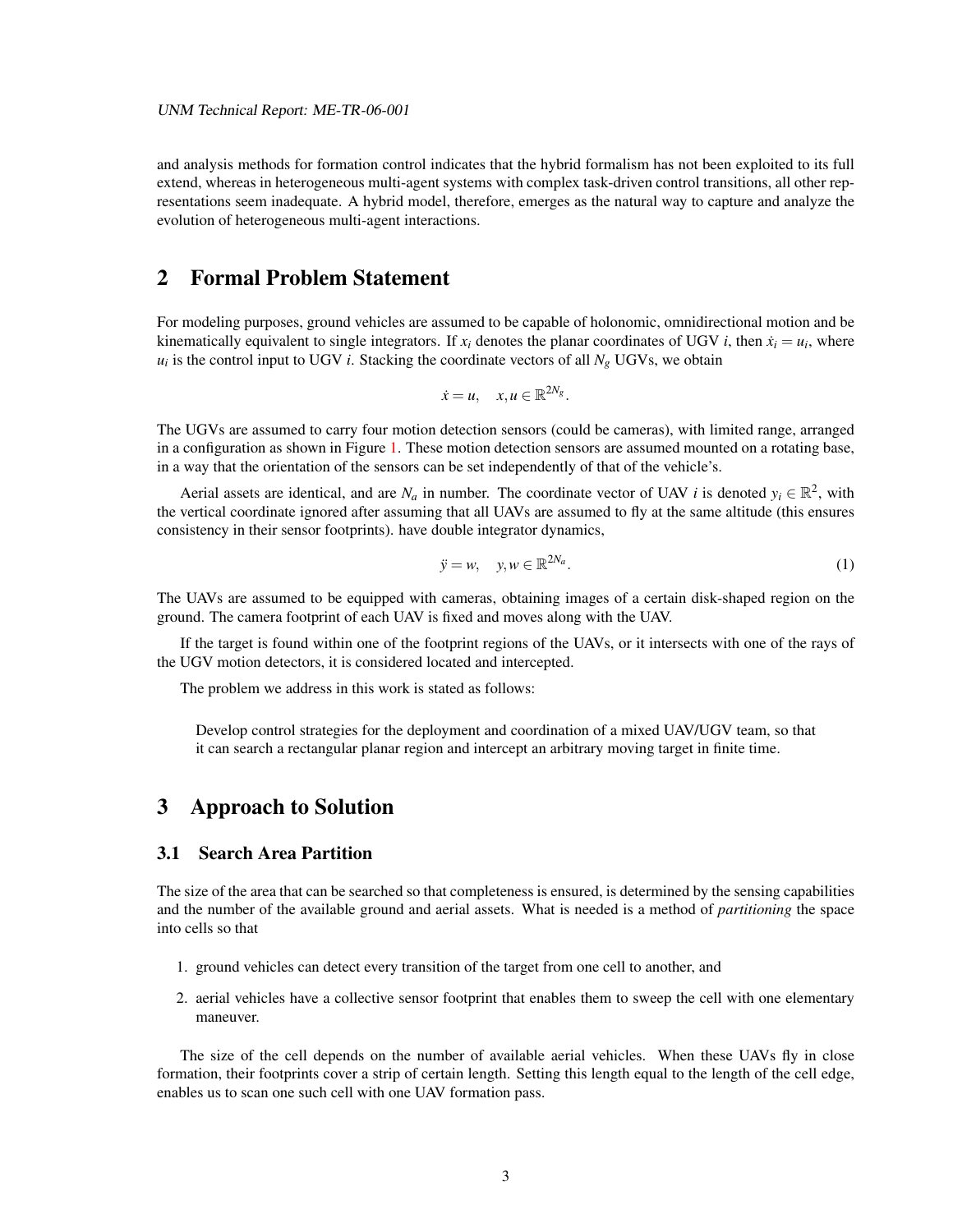and analysis methods for formation control indicates that the hybrid formalism has not been exploited to its full extend, whereas in heterogeneous multi-agent systems with complex task-driven control transitions, all other representations seem inadequate. A hybrid model, therefore, emerges as the natural way to capture and analyze the evolution of heterogeneous multi-agent interactions.

## 2 Formal Problem Statement

For modeling purposes, ground vehicles are assumed to be capable of holonomic, omnidirectional motion and be kinematically equivalent to single integrators. If $x_i$ denotes the planar coordinates of UGV $i$, then $\dot{x}_i = u_i$, where $u_i$ is the control input to UGV $i$. Stacking the coordinate vectors of all $N_g$ UGVs, we obtain

$$\dot{x} = u, \quad x, u \in \mathbb{R}^{2N_g}.$$

The UGVs are assumed to carry four motion detection sensors (could be cameras), with limited range, arranged in a configuration as shown in Figure 1. These motion detection sensors are assumed mounted on a rotating base, in a way that the orientation of the sensors can be set independently of that of the vehicle's.

Aerial assets are identical, and are $N_a$ in number. The coordinate vector of UAV $i$ is denoted $y_i \in \mathbb{R}^2$, with the vertical coordinate ignored after assuming that all UAVs are assumed to fly at the same altitude (this ensures consistency in their sensor footprints). have double integrator dynamics,

$$\ddot{y} = w, \quad y, w \in \mathbb{R}^{2N_a}. \tag{1}$$

The UAVs are assumed to be equipped with cameras, obtaining images of a certain disk-shaped region on the ground. The camera footprint of each UAV is fixed and moves along with the UAV.

If the target is found within one of the footprint regions of the UAVs, or it intersects with one of the rays of the UGV motion detectors, it is considered located and intercepted.

The problem we address in this work is stated as follows:

> Develop control strategies for the deployment and coordination of a mixed UAV/UGV team, so that it can search a rectangular planar region and intercept an arbitrary moving target in finite time.

## 3 Approach to Solution

### 3.1 Search Area Partition

The size of the area that can be searched so that completeness is ensured, is determined by the sensing capabilities and the number of the available ground and aerial assets. What is needed is a method of *partitioning* the space into cells so that

1. ground vehicles can detect every transition of the target from one cell to another, and
2. aerial vehicles have a collective sensor footprint that enables them to sweep the cell with one elementary maneuver.

The size of the cell depends on the number of available aerial vehicles. When these UAVs fly in close formation, their footprints cover a strip of certain length. Setting this length equal to the length of the cell edge, enables us to scan one such cell with one UAV formation pass.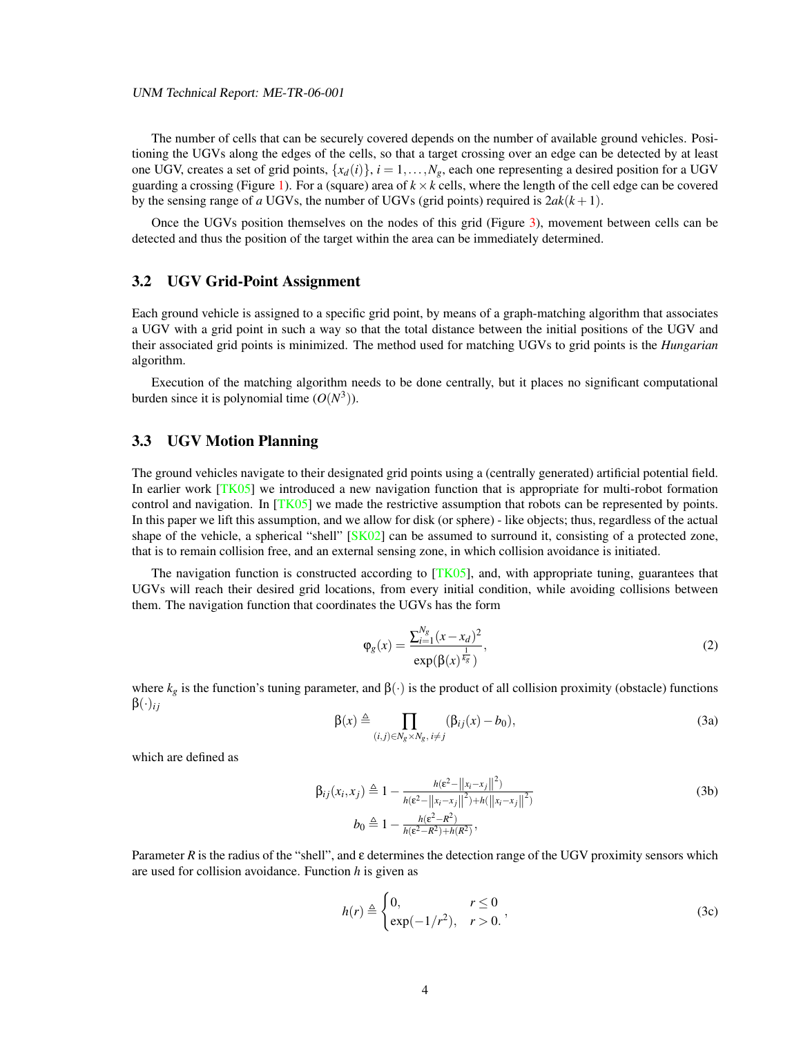The number of cells that can be securely covered depends on the number of available ground vehicles. Positioning the UGVs along the edges of the cells, so that a target crossing over an edge can be detected by at least one UGV, creates a set of grid points, $\{x_d(i)\}$, $i = 1, \ldots, N_g$, each one representing a desired position for a UGV guarding a crossing (Figure 1). For a (square) area of $k \times k$ cells, where the length of the cell edge can be covered by the sensing range of $a$ UGVs, the number of UGVs (grid points) required is $2ak(k+1)$.

Once the UGVs position themselves on the nodes of this grid (Figure 3), movement between cells can be detected and thus the position of the target within the area can be immediately determined.

### 3.2 UGV Grid-Point Assignment

Each ground vehicle is assigned to a specific grid point, by means of a graph-matching algorithm that associates a UGV with a grid point in such a way so that the total distance between the initial positions of the UGV and their associated grid points is minimized. The method used for matching UGVs to grid points is the *Hungarian* algorithm.

Execution of the matching algorithm needs to be done centrally, but it places no significant computational burden since it is polynomial time ($O(N^3)$).

### 3.3 UGV Motion Planning

The ground vehicles navigate to their designated grid points using a (centrally generated) artificial potential field. In earlier work [TK05] we introduced a new navigation function that is appropriate for multi-robot formation control and navigation. In [TK05] we made the restrictive assumption that robots can be represented by points. In this paper we lift this assumption, and we allow for disk (or sphere) - like objects; thus, regardless of the actual shape of the vehicle, a spherical "shell" [SK02] can be assumed to surround it, consisting of a protected zone, that is to remain collision free, and an external sensing zone, in which collision avoidance is initiated.

The navigation function is constructed according to [TK05], and, with appropriate tuning, guarantees that UGVs will reach their desired grid locations, from every initial condition, while avoiding collisions between them. The navigation function that coordinates the UGVs has the form

$$\varphi_g(x) = \frac{\sum_{i=1}^{N_g} (x - x_d)^2}{\exp(\beta(x)^{\frac{1}{k_g}})}, \tag{2}$$

where $k_g$ is the function's tuning parameter, and $\beta(\cdot)$ is the product of all collision proximity (obstacle) functions $\beta(\cdot)_{ij}$

$$\beta(x) \triangleq \prod_{(i,j) \in N_g \times N_g,\, i \neq j} (\beta_{ij}(x) - b_0), \tag{3a}$$

which are defined as

$$\begin{aligned} \beta_{ij}(x_i, x_j) &\triangleq 1 - \frac{h(\varepsilon^2 - \left\|x_i - x_j\right\|^2)}{h(\varepsilon^2 - \left\|x_i - x_j\right\|^2) + h(\left\|x_i - x_j\right\|^2)} \\ b_0 &\triangleq 1 - \frac{h(\varepsilon^2 - R^2)}{h(\varepsilon^2 - R^2) + h(R^2)}, \end{aligned} \tag{3b}$$

Parameter $R$ is the radius of the "shell", and $\varepsilon$ determines the detection range of the UGV proximity sensors which are used for collision avoidance. Function $h$ is given as

$$h(r) \triangleq \begin{cases} 0, & r \leq 0 \\ \exp(-1/r^2), & r > 0. \end{cases}, \tag{3c}$$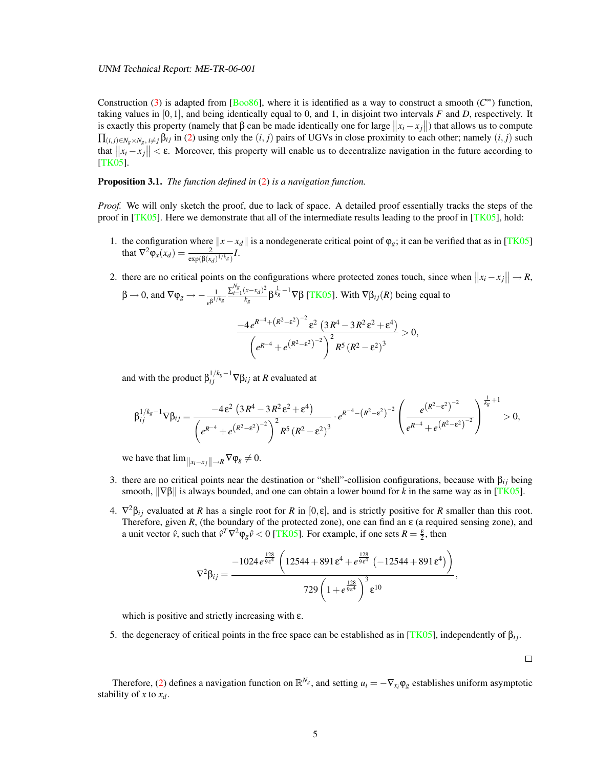Construction (3) is adapted from [Boo86], where it is identified as a way to construct a smooth ($C^\infty$) function, taking values in $[0,1]$, and being identically equal to 0, and 1, in disjoint two intervals $F$ and $D$, respectively. It is exactly this property (namely that $\beta$ can be made identically one for large $\|x_i - x_j\|$) that allows us to compute $\prod_{(i,j)\in N_g \times N_g,\, i\neq j} \beta_{ij}$ in (2) using only the $(i,j)$ pairs of UGVs in close proximity to each other; namely $(i,j)$ such that $\|x_i - x_j\| < \varepsilon$. Moreover, this property will enable us to decentralize navigation in the future according to [TK05].

**Proposition 3.1.** *The function defined in (2) is a navigation function.*

*Proof.* We will only sketch the proof, due to lack of space. A detailed proof essentially tracks the steps of the proof in [TK05]. Here we demonstrate that all of the intermediate results leading to the proof in [TK05], hold:

1. the configuration where $\|x - x_d\|$ is a nondegenerate critical point of $\varphi_g$; it can be verified that as in [TK05] that $\nabla^2 \varphi_x(x_d) = \frac{2}{\exp(\beta(x_d)^{1/k_g})} I$.

2. there are no critical points on the configurations where protected zones touch, since when $\|x_i - x_j\| \to R$, $\beta \to 0$, and $\nabla \varphi_g \to -\frac{1}{e^{\beta^{1/k_g}}} \frac{\sum_{i=1}^{N_g}(x-x_d)^2}{k_g} \beta^{\frac{1}{k_g}-1} \nabla \beta$ [TK05]. With $\nabla \beta_{ij}(R)$ being equal to

$$\frac{-4\, e^{R^{-4}+\left(R^2-\varepsilon^2\right)^{-2}}\, \varepsilon^2 \left(3R^4 - 3R^2\varepsilon^2 + \varepsilon^4\right)}{\left(e^{R^{-4}} + e^{\left(R^2-\varepsilon^2\right)^{-2}}\right)^2 R^5 \left(R^2-\varepsilon^2\right)^3} > 0,$$

and with the product $\beta_{ij}^{1/k_g - 1} \nabla \beta_{ij}$ at $R$ evaluated at

$$\beta_{ij}^{1/k_g-1} \nabla \beta_{ij} = \frac{-4\varepsilon^2 \left(3R^4 - 3R^2\varepsilon^2 + \varepsilon^4\right)}{\left(e^{R^{-4}} + e^{\left(R^2-\varepsilon^2\right)^{-2}}\right)^2 R^5 \left(R^2-\varepsilon^2\right)^3} \cdot e^{R^{-4}-\left(R^2-\varepsilon^2\right)^{-2}} \left(\frac{e^{\left(R^2-\varepsilon^2\right)^{-2}}}{e^{R^{-4}} + e^{\left(R^2-\varepsilon^2\right)^{-2}}}\right)^{\frac{1}{k_g}+1} > 0,$$

we have that $\lim_{\|x_i - x_j\| \to R} \nabla \varphi_g \neq 0$.

3. there are no critical points near the destination or "shell"-collision configurations, because with $\beta_{ij}$ being smooth, $\|\nabla \beta\|$ is always bounded, and one can obtain a lower bound for $k$ in the same way as in [TK05].

4. $\nabla^2 \beta_{ij}$ evaluated at $R$ has a single root for $R$ in $[0, \varepsilon]$, and is strictly positive for $R$ smaller than this root. Therefore, given $R$, (the boundary of the protected zone), one can find an $\varepsilon$ (a required sensing zone), and a unit vector $\hat{v}$, such that $\hat{v}^T \nabla^2 \varphi_g \hat{v} < 0$ [TK05]. For example, if one sets $R = \frac{\varepsilon}{2}$, then

$$\nabla^2 \beta_{ij} = \frac{-1024\, e^{\frac{128}{9\varepsilon^4}} \left(12544 + 891\varepsilon^4 + e^{\frac{128}{9\varepsilon^4}} \left(-12544 + 891\varepsilon^4\right)\right)}{729 \left(1 + e^{\frac{128}{9\varepsilon^4}}\right)^3 \varepsilon^{10}},$$

which is positive and strictly increasing with $\varepsilon$.

5. the degeneracy of critical points in the free space can be established as in [TK05], independently of $\beta_{ij}$.

□

Therefore, (2) defines a navigation function on $\mathbb{R}^{N_g}$, and setting $u_i = -\nabla_{x_i} \varphi_g$ establishes uniform asymptotic stability of $x$ to $x_d$.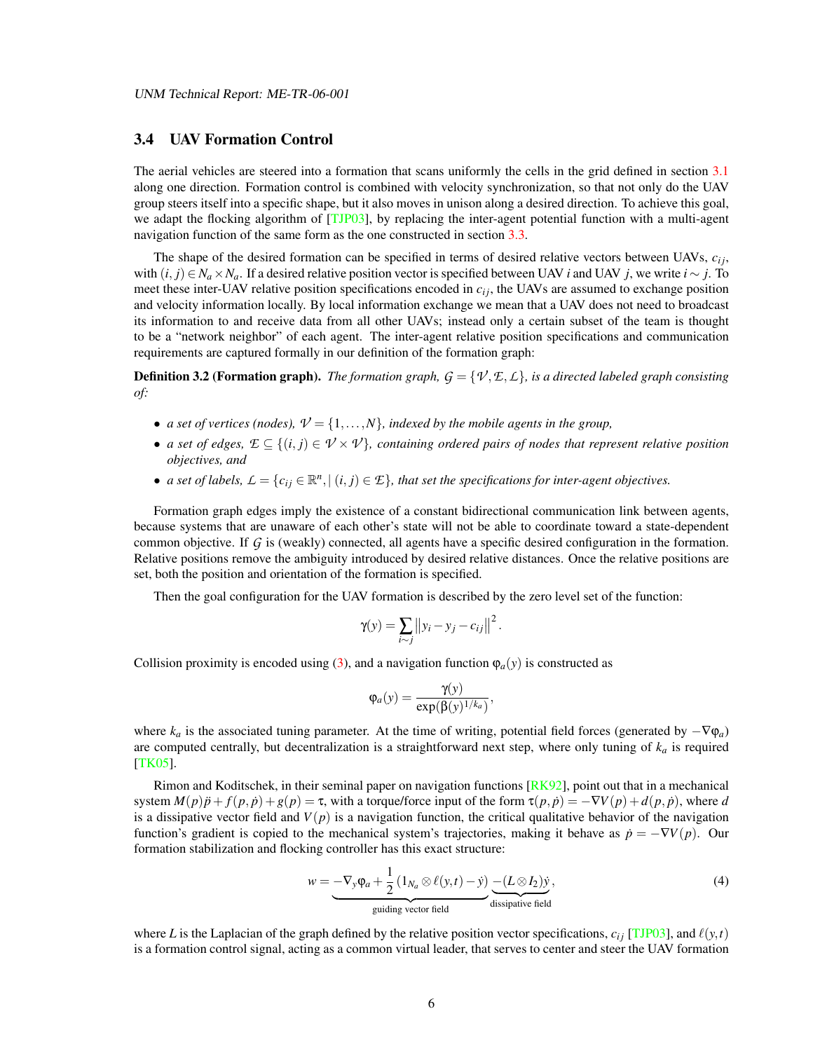### 3.4 UAV Formation Control

The aerial vehicles are steered into a formation that scans uniformly the cells in the grid defined in section 3.1 along one direction. Formation control is combined with velocity synchronization, so that not only do the UAV group steers itself into a specific shape, but it also moves in unison along a desired direction. To achieve this goal, we adapt the flocking algorithm of [TJP03], by replacing the inter-agent potential function with a multi-agent navigation function of the same form as the one constructed in section 3.3.

The shape of the desired formation can be specified in terms of desired relative vectors between UAVs, $c_{ij}$, with $(i, j) \in N_a \times N_a$. If a desired relative position vector is specified between UAV $i$ and UAV $j$, we write $i \sim j$. To meet these inter-UAV relative position specifications encoded in $c_{ij}$, the UAVs are assumed to exchange position and velocity information locally. By local information exchange we mean that a UAV does not need to broadcast its information to and receive data from all other UAVs; instead only a certain subset of the team is thought to be a "network neighbor" of each agent. The inter-agent relative position specifications and communication requirements are captured formally in our definition of the formation graph:

**Definition 3.2 (Formation graph).** *The formation graph, $\mathcal{G} = \{\mathcal{V}, \mathcal{E}, \mathcal{L}\}$, is a directed labeled graph consisting of:*

- *a set of vertices (nodes), $\mathcal{V} = \{1, \ldots, N\}$, indexed by the mobile agents in the group,*
- *a set of edges, $\mathcal{E} \subseteq \{(i, j) \in \mathcal{V} \times \mathcal{V}\}$, containing ordered pairs of nodes that represent relative position objectives, and*
- *a set of labels, $\mathcal{L} = \{c_{ij} \in \mathbb{R}^n, | \, (i, j) \in \mathcal{E}\}$, that set the specifications for inter-agent objectives.*

Formation graph edges imply the existence of a constant bidirectional communication link between agents, because systems that are unaware of each other's state will not be able to coordinate toward a state-dependent common objective. If $\mathcal{G}$ is (weakly) connected, all agents have a specific desired configuration in the formation. Relative positions remove the ambiguity introduced by desired relative distances. Once the relative positions are set, both the position and orientation of the formation is specified.

Then the goal configuration for the UAV formation is described by the zero level set of the function:

$$\gamma(y) = \sum_{i \sim j} \left\| y_i - y_j - c_{ij} \right\|^2.$$

Collision proximity is encoded using (3), and a navigation function $\varphi_a(y)$ is constructed as

$$\varphi_a(y) = \frac{\gamma(y)}{\exp(\beta(y)^{1/k_a})},$$

where $k_a$ is the associated tuning parameter. At the time of writing, potential field forces (generated by $-\nabla \varphi_a$) are computed centrally, but decentralization is a straightforward next step, where only tuning of $k_a$ is required [TK05].

Rimon and Koditschek, in their seminal paper on navigation functions [RK92], point out that in a mechanical system $M(p)\ddot{p} + f(p, \dot{p}) + g(p) = \tau$, with a torque/force input of the form $\tau(p, \dot{p}) = -\nabla V(p) + d(p, \dot{p})$, where $d$ is a dissipative vector field and $V(p)$ is a navigation function, the critical qualitative behavior of the navigation function's gradient is copied to the mechanical system's trajectories, making it behave as $\dot{p} = -\nabla V(p)$. Our formation stabilization and flocking controller has this exact structure:

$$w = \underbrace{-\nabla_y \varphi_a + \frac{1}{2}\left(1_{N_a} \otimes \ell(y, t) - \dot{y}\right)}_{\text{guiding vector field}} \underbrace{-(L \otimes I_2)\dot{y}}_{\text{dissipative field}}, \tag{4}$$

where $L$ is the Laplacian of the graph defined by the relative position vector specifications, $c_{ij}$ [TJP03], and $\ell(y, t)$ is a formation control signal, acting as a common virtual leader, that serves to center and steer the UAV formation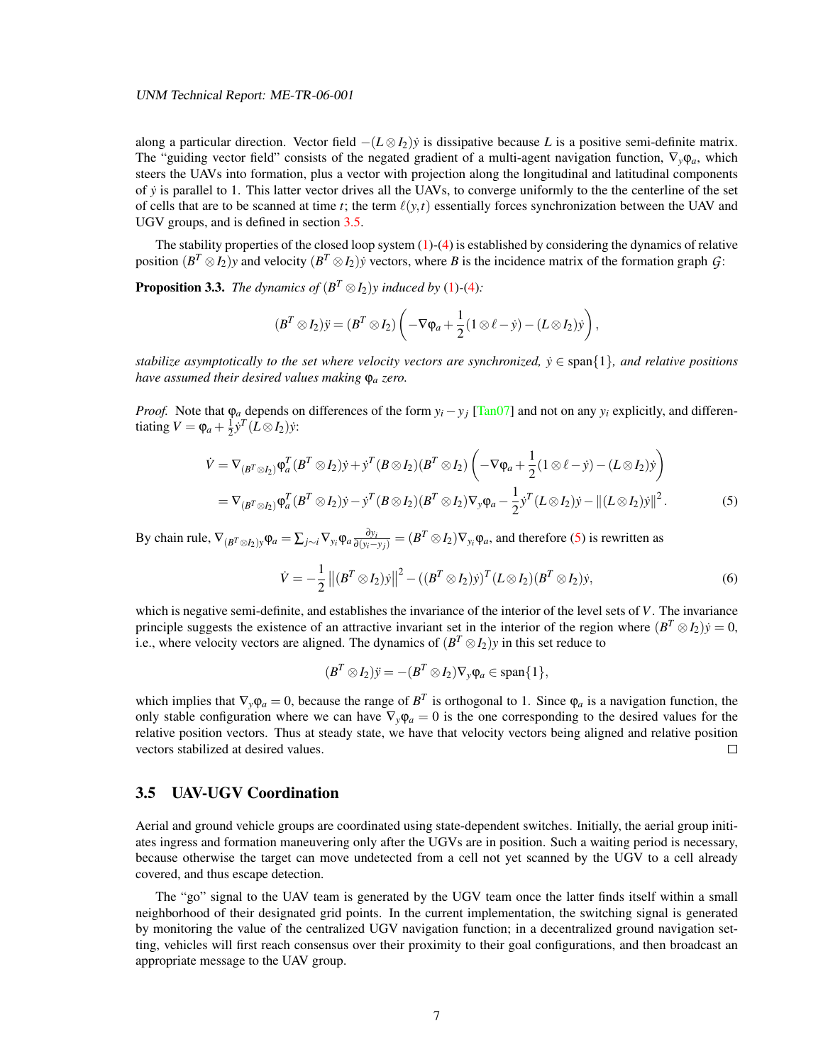along a particular direction. Vector field $-(L \otimes I_2)\dot{y}$ is dissipative because $L$ is a positive semi-definite matrix. The "guiding vector field" consists of the negated gradient of a multi-agent navigation function, $\nabla_y \varphi_a$, which steers the UAVs into formation, plus a vector with projection along the longitudinal and latitudinal components of $\dot{y}$ is parallel to 1. This latter vector drives all the UAVs, to converge uniformly to the the centerline of the set of cells that are to be scanned at time $t$; the term $\ell(y,t)$ essentially forces synchronization between the UAV and UGV groups, and is defined in section 3.5.

The stability properties of the closed loop system (1)-(4) is established by considering the dynamics of relative position $(B^T \otimes I_2)y$ and velocity $(B^T \otimes I_2)\dot{y}$ vectors, where $B$ is the incidence matrix of the formation graph $\mathcal{G}$:

**Proposition 3.3.** *The dynamics of* $(B^T \otimes I_2)y$ *induced by* (1)-(4)*:*

$$(B^T \otimes I_2)\ddot{y} = (B^T \otimes I_2)\left(-\nabla\varphi_a + \frac{1}{2}(1 \otimes \ell - \dot{y}) - (L \otimes I_2)\dot{y}\right),$$

*stabilize asymptotically to the set where velocity vectors are synchronized,* $\dot{y} \in \operatorname{span}\{1\}$*, and relative positions have assumed their desired values making* $\varphi_a$ *zero.*

*Proof.* Note that $\varphi_a$ depends on differences of the form $y_i - y_j$ [Tan07] and not on any $y_i$ explicitly, and differentiating $V = \varphi_a + \frac{1}{2}\dot{y}^T(L \otimes I_2)\dot{y}$:

$$\begin{aligned}
\dot{V} &= \nabla_{(B^T\otimes I_2)}\varphi_a^T (B^T \otimes I_2)\dot{y} + \dot{y}^T(B \otimes I_2)(B^T \otimes I_2)\left(-\nabla\varphi_a + \frac{1}{2}(1 \otimes \ell - \dot{y}) - (L \otimes I_2)\dot{y}\right) \\
&= \nabla_{(B^T\otimes I_2)}\varphi_a^T (B^T \otimes I_2)\dot{y} - \dot{y}^T(B \otimes I_2)(B^T \otimes I_2)\nabla_y\varphi_a - \frac{1}{2}\dot{y}^T(L \otimes I_2)\dot{y} - \|(L \otimes I_2)\dot{y}\|^2 .
\end{aligned} \tag{5}$$

By chain rule, $\nabla_{(B^T\otimes I_2)y}\varphi_a = \sum_{j\sim i}\nabla_{y_i}\varphi_a \frac{\partial y_i}{\partial(y_i - y_j)} = (B^T \otimes I_2)\nabla_{y_i}\varphi_a$, and therefore (5) is rewritten as

$$\dot{V} = -\frac{1}{2}\left\|(B^T \otimes I_2)\dot{y}\right\|^2 - ((B^T \otimes I_2)\dot{y})^T(L \otimes I_2)(B^T \otimes I_2)\dot{y}, \tag{6}$$

which is negative semi-definite, and establishes the invariance of the interior of the level sets of $V$. The invariance principle suggests the existence of an attractive invariant set in the interior of the region where $(B^T \otimes I_2)\dot{y} = 0$, i.e., where velocity vectors are aligned. The dynamics of $(B^T \otimes I_2)y$ in this set reduce to

$$(B^T \otimes I_2)\ddot{y} = -(B^T \otimes I_2)\nabla_y\varphi_a \in \operatorname{span}\{1\},$$

which implies that $\nabla_y\varphi_a = 0$, because the range of $B^T$ is orthogonal to 1. Since $\varphi_a$ is a navigation function, the only stable configuration where we can have $\nabla_y\varphi_a = 0$ is the one corresponding to the desired values for the relative position vectors. Thus at steady state, we have that velocity vectors being aligned and relative position vectors stabilized at desired values. □

### 3.5 UAV-UGV Coordination

Aerial and ground vehicle groups are coordinated using state-dependent switches. Initially, the aerial group initiates ingress and formation maneuvering only after the UGVs are in position. Such a waiting period is necessary, because otherwise the target can move undetected from a cell not yet scanned by the UGV to a cell already covered, and thus escape detection.

The "go" signal to the UAV team is generated by the UGV team once the latter finds itself within a small neighborhood of their designated grid points. In the current implementation, the switching signal is generated by monitoring the value of the centralized UGV navigation function; in a decentralized ground navigation setting, vehicles will first reach consensus over their proximity to their goal configurations, and then broadcast an appropriate message to the UAV group.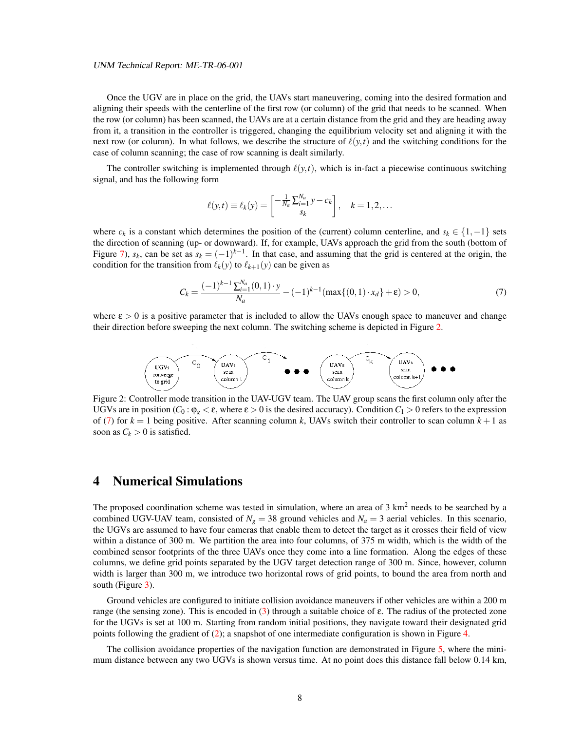Once the UGV are in place on the grid, the UAVs start maneuvering, coming into the desired formation and aligning their speeds with the centerline of the first row (or column) of the grid that needs to be scanned. When the row (or column) has been scanned, the UAVs are at a certain distance from the grid and they are heading away from it, a transition in the controller is triggered, changing the equilibrium velocity set and aligning it with the next row (or column). In what follows, we describe the structure of $\ell(y,t)$ and the switching conditions for the case of column scanning; the case of row scanning is dealt similarly.

The controller switching is implemented through $\ell(y,t)$, which is in-fact a piecewise continuous switching signal, and has the following form

$$\ell(y,t) \equiv \ell_k(y) = \begin{bmatrix} -\frac{1}{N_a}\sum_{i=1}^{N_a} y - c_k \\ s_k \end{bmatrix}, \quad k = 1,2,\ldots$$

where $c_k$ is a constant which determines the position of the (current) column centerline, and $s_k \in \{1,-1\}$ sets the direction of scanning (up- or downward). If, for example, UAVs approach the grid from the south (bottom of Figure 7), $s_k$, can be set as $s_k = (-1)^{k-1}$. In that case, and assuming that the grid is centered at the origin, the condition for the transition from $\ell_k(y)$ to $\ell_{k+1}(y)$ can be given as

$$C_k = \frac{(-1)^{k-1}\sum_{i=1}^{N_a}(0,1)\cdot y}{N_a} - (-1)^{k-1}(\max\{(0,1)\cdot x_d\} + \varepsilon) > 0, \tag{7}$$

where $\varepsilon > 0$ is a positive parameter that is included to allow the UAVs enough space to maneuver and change their direction before sweeping the next column. The switching scheme is depicted in Figure 2.

Figure 2: Controller mode transition in the UAV-UGV team. The UAV group scans the first column only after the UGVs are in position ($C_0 : \varphi_g < \varepsilon$, where $\varepsilon > 0$ is the desired accuracy). Condition $C_1 > 0$ refers to the expression of (7) for $k = 1$ being positive. After scanning column $k$, UAVs switch their controller to scan column $k+1$ as soon as $C_k > 0$ is satisfied.

# 4 Numerical Simulations

The proposed coordination scheme was tested in simulation, where an area of 3 km$^2$ needs to be searched by a combined UGV-UAV team, consisted of $N_g = 38$ ground vehicles and $N_a = 3$ aerial vehicles. In this scenario, the UGVs are assumed to have four cameras that enable them to detect the target as it crosses their field of view within a distance of 300 m. We partition the area into four columns, of 375 m width, which is the width of the combined sensor footprints of the three UAVs once they come into a line formation. Along the edges of these columns, we define grid points separated by the UGV target detection range of 300 m. Since, however, column width is larger than 300 m, we introduce two horizontal rows of grid points, to bound the area from north and south (Figure 3).

Ground vehicles are configured to initiate collision avoidance maneuvers if other vehicles are within a 200 m range (the sensing zone). This is encoded in (3) through a suitable choice of $\varepsilon$. The radius of the protected zone for the UGVs is set at 100 m. Starting from random initial positions, they navigate toward their designated grid points following the gradient of (2); a snapshot of one intermediate configuration is shown in Figure 4.

The collision avoidance properties of the navigation function are demonstrated in Figure 5, where the minimum distance between any two UGVs is shown versus time. At no point does this distance fall below 0.14 km,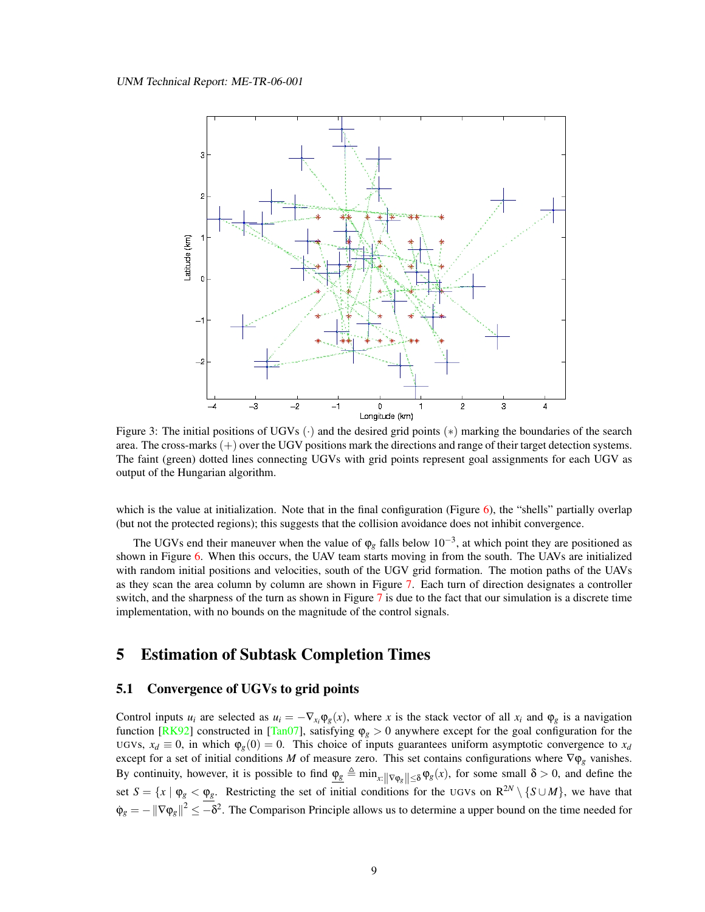Figure 3: The initial positions of UGVs $(\cdot)$ and the desired grid points $(*)$ marking the boundaries of the search area. The cross-marks $(+)$ over the UGV positions mark the directions and range of their target detection systems. The faint (green) dotted lines connecting UGVs with grid points represent goal assignments for each UGV as output of the Hungarian algorithm.

which is the value at initialization. Note that in the final configuration (Figure 6), the "shells" partially overlap (but not the protected regions); this suggests that the collision avoidance does not inhibit convergence.

The UGVs end their maneuver when the value of $\varphi_g$ falls below $10^{-3}$, at which point they are positioned as shown in Figure 6. When this occurs, the UAV team starts moving in from the south. The UAVs are initialized with random initial positions and velocities, south of the UGV grid formation. The motion paths of the UAVs as they scan the area column by column are shown in Figure 7. Each turn of direction designates a controller switch, and the sharpness of the turn as shown in Figure 7 is due to the fact that our simulation is a discrete time implementation, with no bounds on the magnitude of the control signals.

# 5 Estimation of Subtask Completion Times

## 5.1 Convergence of UGVs to grid points

Control inputs $u_i$ are selected as $u_i = -\nabla_{x_i}\varphi_g(x)$, where $x$ is the stack vector of all $x_i$ and $\varphi_g$ is a navigation function [RK92] constructed in [Tan07], satisfying $\varphi_g > 0$ anywhere except for the goal configuration for the UGVs, $x_d \equiv 0$, in which $\varphi_g(0) = 0$. This choice of inputs guarantees uniform asymptotic convergence to $x_d$ except for a set of initial conditions $M$ of measure zero. This set contains configurations where $\nabla\varphi_g$ vanishes. By continuity, however, it is possible to find $\underline{\varphi_g} \triangleq \min_{x:\|\nabla\varphi_g\|\leq\delta} \varphi_g(x)$, for some small $\delta > 0$, and define the set $S = \{x \mid \varphi_g < \underline{\varphi_g}$. Restricting the set of initial conditions for the UGVs on $\mathbb{R}^{2N} \setminus \{S \cup M\}$, we have that $\dot{\varphi}_g = -\|\nabla\varphi_g\|^2 \leq -\delta^2$. The Comparison Principle allows us to determine a upper bound on the time needed for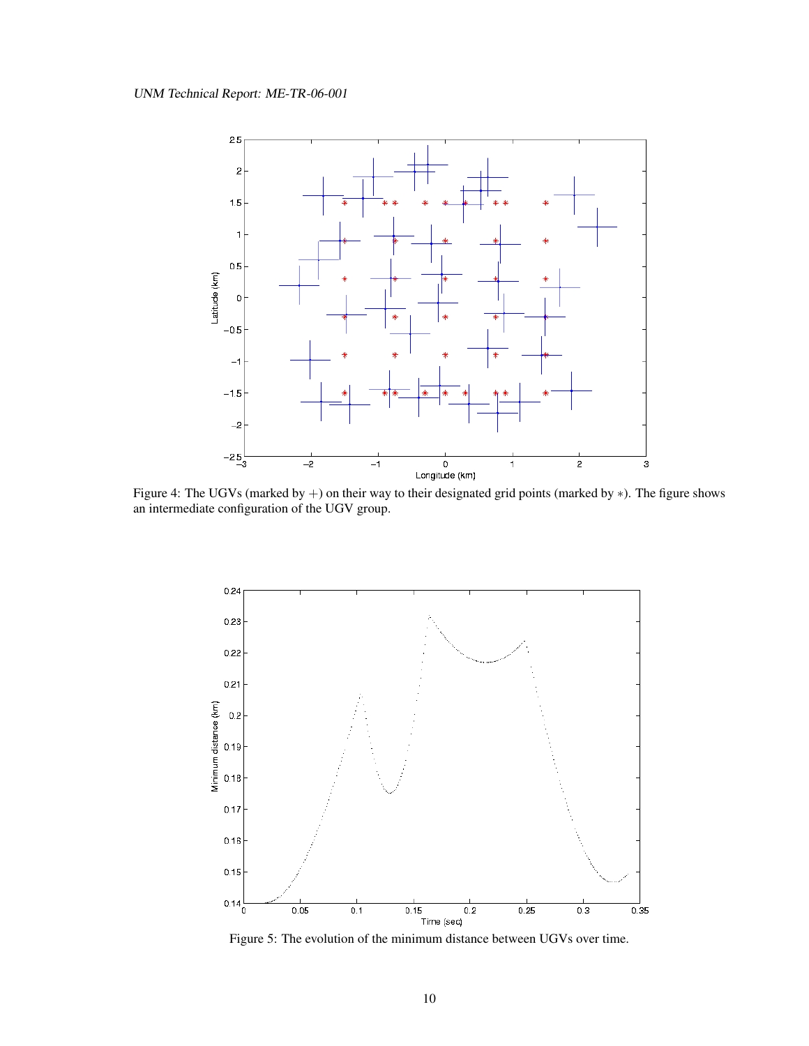Figure 4: The UGVs (marked by $+$) on their way to their designated grid points (marked by $*$). The figure shows an intermediate configuration of the UGV group.

Figure 5: The evolution of the minimum distance between UGVs over time.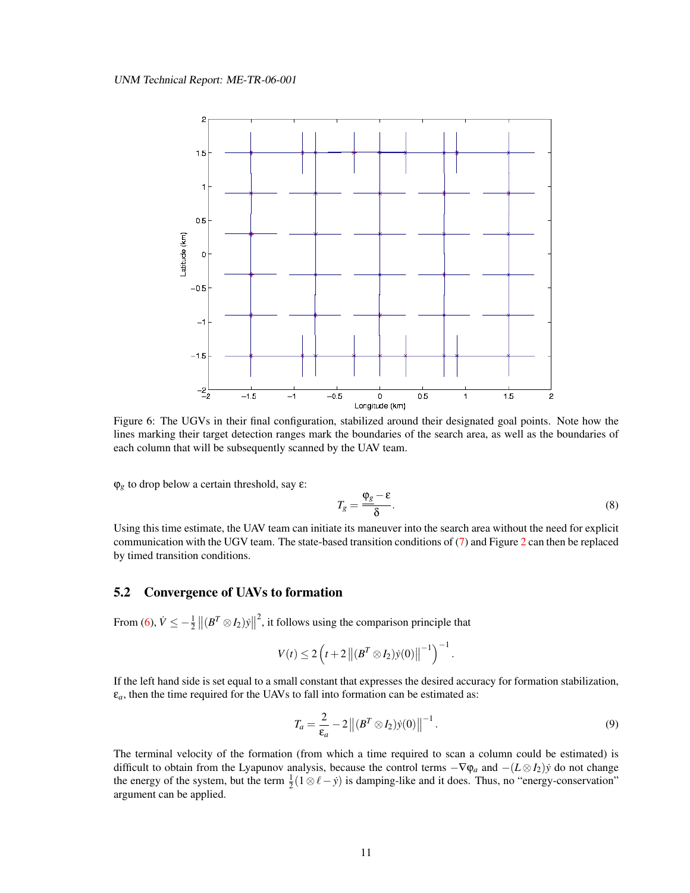Figure 6: The UGVs in their final configuration, stabilized around their designated goal points. Note how the lines marking their target detection ranges mark the boundaries of the search area, as well as the boundaries of each column that will be subsequently scanned by the UAV team.

$\varphi_g$ to drop below a certain threshold, say $\varepsilon$:

$$T_g = \frac{\varphi_g - \varepsilon}{\delta}. \tag{8}$$

Using this time estimate, the UAV team can initiate its maneuver into the search area without the need for explicit communication with the UGV team. The state-based transition conditions of (7) and Figure 2 can then be replaced by timed transition conditions.

## 5.2 Convergence of UAVs to formation

From (6), $\dot{V} \leq -\frac{1}{2}\left\|(B^T \otimes I_2)\dot{y}\right\|^2$, it follows using the comparison principle that

$$V(t) \leq 2\left(t + 2\left\|(B^T \otimes I_2)\dot{y}(0)\right\|^{-1}\right)^{-1}.$$

If the left hand side is set equal to a small constant that expresses the desired accuracy for formation stabilization, $\varepsilon_a$, then the time required for the UAVs to fall into formation can be estimated as:

$$T_a = \frac{2}{\varepsilon_a} - 2\left\|(B^T \otimes I_2)\dot{y}(0)\right\|^{-1}. \tag{9}$$

The terminal velocity of the formation (from which a time required to scan a column could be estimated) is difficult to obtain from the Lyapunov analysis, because the control terms $-\nabla\varphi_a$ and $-(L \otimes I_2)\dot{y}$ do not change the energy of the system, but the term $\frac{1}{2}(1 \otimes \ell - \dot{y})$ is damping-like and it does. Thus, no "energy-conservation" argument can be applied.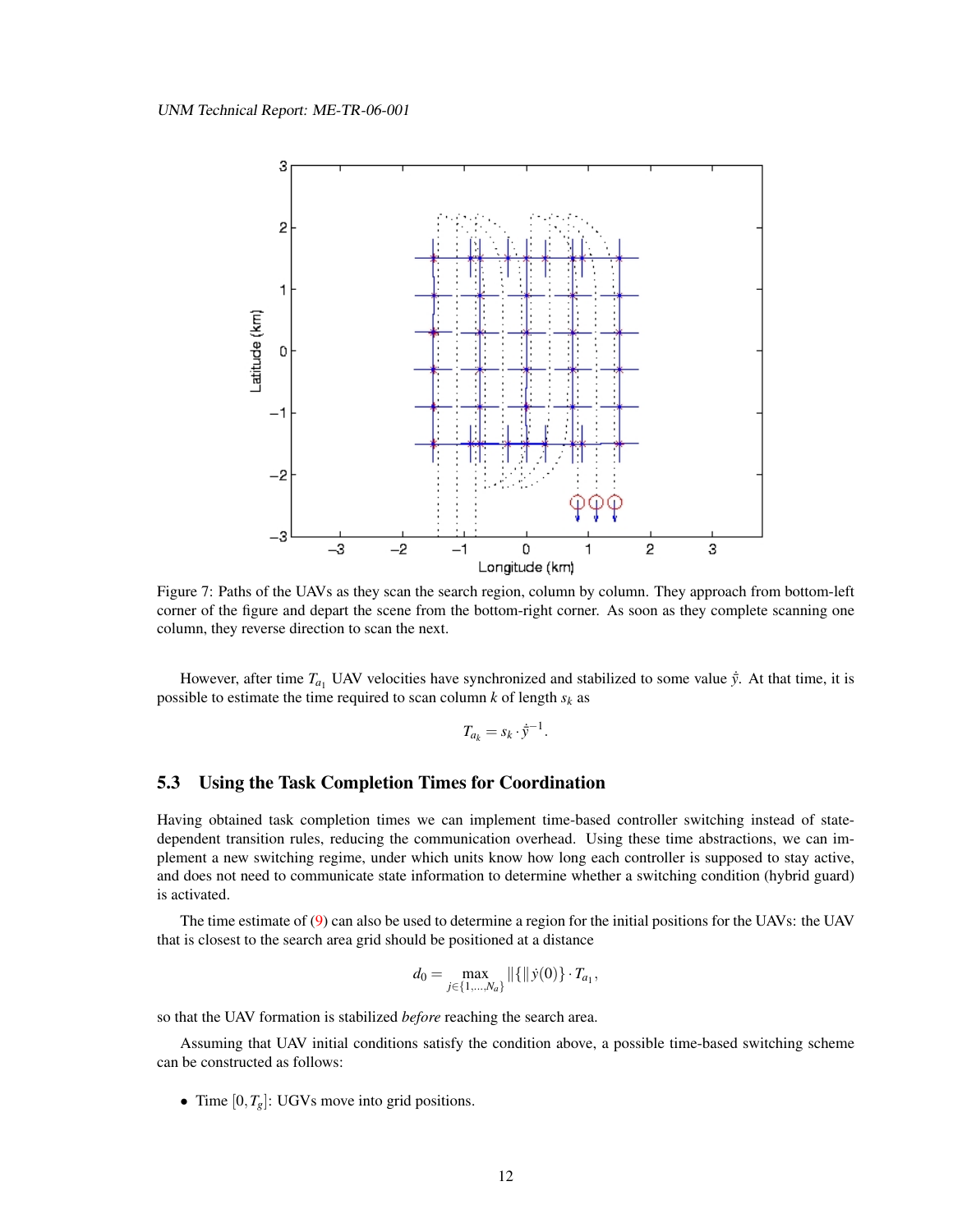Figure 7: Paths of the UAVs as they scan the search region, column by column. They approach from bottom-left corner of the figure and depart the scene from the bottom-right corner. As soon as they complete scanning one column, they reverse direction to scan the next.

However, after time $T_{a_1}$ UAV velocities have synchronized and stabilized to some value $\dot{\bar{y}}$. At that time, it is possible to estimate the time required to scan column $k$ of length $s_k$ as

$$T_{a_k} = s_k \cdot \dot{\bar{y}}^{-1}.$$

### 5.3 Using the Task Completion Times for Coordination

Having obtained task completion times we can implement time-based controller switching instead of state-dependent transition rules, reducing the communication overhead. Using these time abstractions, we can implement a new switching regime, under which units know how long each controller is supposed to stay active, and does not need to communicate state information to determine whether a switching condition (hybrid guard) is activated.

The time estimate of (9) can also be used to determine a region for the initial positions for the UAVs: the UAV that is closest to the search area grid should be positioned at a distance

$$d_0 = \max_{j \in \{1,\ldots,N_a\}} \|\{\| \dot{y}(0)\} \cdot T_{a_1},$$

so that the UAV formation is stabilized *before* reaching the search area.

Assuming that UAV initial conditions satisfy the condition above, a possible time-based switching scheme can be constructed as follows:

- Time $[0, T_g]$: UGVs move into grid positions.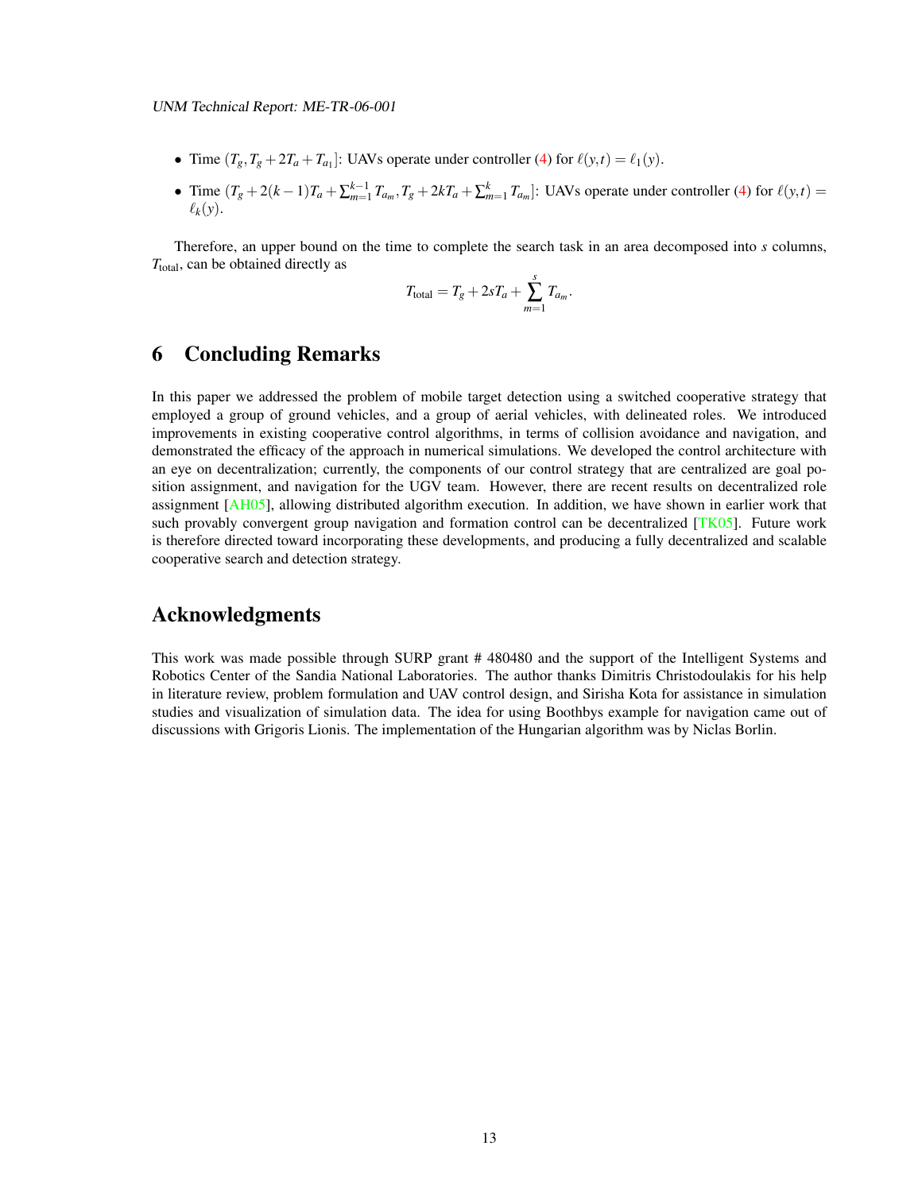- Time $(T_g, T_g + 2T_a + T_{a_1}]$: UAVs operate under controller (4) for $\ell(y,t) = \ell_1(y)$.
- Time $(T_g + 2(k-1)T_a + \sum_{m=1}^{k-1} T_{a_m}, T_g + 2kT_a + \sum_{m=1}^{k} T_{a_m}]$: UAVs operate under controller (4) for $\ell(y,t) = \ell_k(y)$.

Therefore, an upper bound on the time to complete the search task in an area decomposed into $s$ columns, $T_{\text{total}}$, can be obtained directly as

$$T_{\text{total}} = T_g + 2sT_a + \sum_{m=1}^{s} T_{a_m}.$$

# 6 Concluding Remarks

In this paper we addressed the problem of mobile target detection using a switched cooperative strategy that employed a group of ground vehicles, and a group of aerial vehicles, with delineated roles. We introduced improvements in existing cooperative control algorithms, in terms of collision avoidance and navigation, and demonstrated the efficacy of the approach in numerical simulations. We developed the control architecture with an eye on decentralization; currently, the components of our control strategy that are centralized are goal position assignment, and navigation for the UGV team. However, there are recent results on decentralized role assignment [AH05], allowing distributed algorithm execution. In addition, we have shown in earlier work that such provably convergent group navigation and formation control can be decentralized [TK05]. Future work is therefore directed toward incorporating these developments, and producing a fully decentralized and scalable cooperative search and detection strategy.

# Acknowledgments

This work was made possible through SURP grant # 480480 and the support of the Intelligent Systems and Robotics Center of the Sandia National Laboratories. The author thanks Dimitris Christodoulakis for his help in literature review, problem formulation and UAV control design, and Sirisha Kota for assistance in simulation studies and visualization of simulation data. The idea for using Boothbys example for navigation came out of discussions with Grigoris Lionis. The implementation of the Hungarian algorithm was by Niclas Borlin.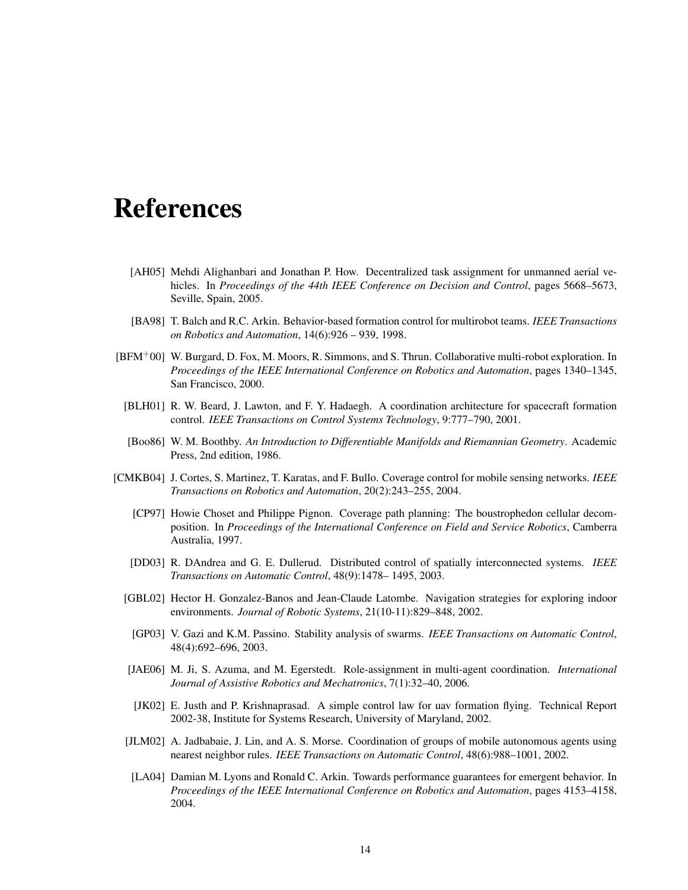# References

[AH05] Mehdi Alighanbari and Jonathan P. How. Decentralized task assignment for unmanned aerial vehicles. In *Proceedings of the 44th IEEE Conference on Decision and Control*, pages 5668–5673, Seville, Spain, 2005.

[BA98] T. Balch and R.C. Arkin. Behavior-based formation control for multirobot teams. *IEEE Transactions on Robotics and Automation*, 14(6):926 – 939, 1998.

[BFM$^+$00] W. Burgard, D. Fox, M. Moors, R. Simmons, and S. Thrun. Collaborative multi-robot exploration. In *Proceedings of the IEEE International Conference on Robotics and Automation*, pages 1340–1345, San Francisco, 2000.

[BLH01] R. W. Beard, J. Lawton, and F. Y. Hadaegh. A coordination architecture for spacecraft formation control. *IEEE Transactions on Control Systems Technology*, 9:777–790, 2001.

[Boo86] W. M. Boothby. *An Introduction to Differentiable Manifolds and Riemannian Geometry*. Academic Press, 2nd edition, 1986.

[CMKB04] J. Cortes, S. Martinez, T. Karatas, and F. Bullo. Coverage control for mobile sensing networks. *IEEE Transactions on Robotics and Automation*, 20(2):243–255, 2004.

[CP97] Howie Choset and Philippe Pignon. Coverage path planning: The boustrophedon cellular decomposition. In *Proceedings of the International Conference on Field and Service Robotics*, Camberra Australia, 1997.

[DD03] R. DAndrea and G. E. Dullerud. Distributed control of spatially interconnected systems. *IEEE Transactions on Automatic Control*, 48(9):1478– 1495, 2003.

[GBL02] Hector H. Gonzalez-Banos and Jean-Claude Latombe. Navigation strategies for exploring indoor environments. *Journal of Robotic Systems*, 21(10-11):829–848, 2002.

[GP03] V. Gazi and K.M. Passino. Stability analysis of swarms. *IEEE Transactions on Automatic Control*, 48(4):692–696, 2003.

[JAE06] M. Ji, S. Azuma, and M. Egerstedt. Role-assignment in multi-agent coordination. *International Journal of Assistive Robotics and Mechatronics*, 7(1):32–40, 2006.

[JK02] E. Justh and P. Krishnaprasad. A simple control law for uav formation flying. Technical Report 2002-38, Institute for Systems Research, University of Maryland, 2002.

[JLM02] A. Jadbabaie, J. Lin, and A. S. Morse. Coordination of groups of mobile autonomous agents using nearest neighbor rules. *IEEE Transactions on Automatic Control*, 48(6):988–1001, 2002.

[LA04] Damian M. Lyons and Ronald C. Arkin. Towards performance guarantees for emergent behavior. In *Proceedings of the IEEE International Conference on Robotics and Automation*, pages 4153–4158, 2004.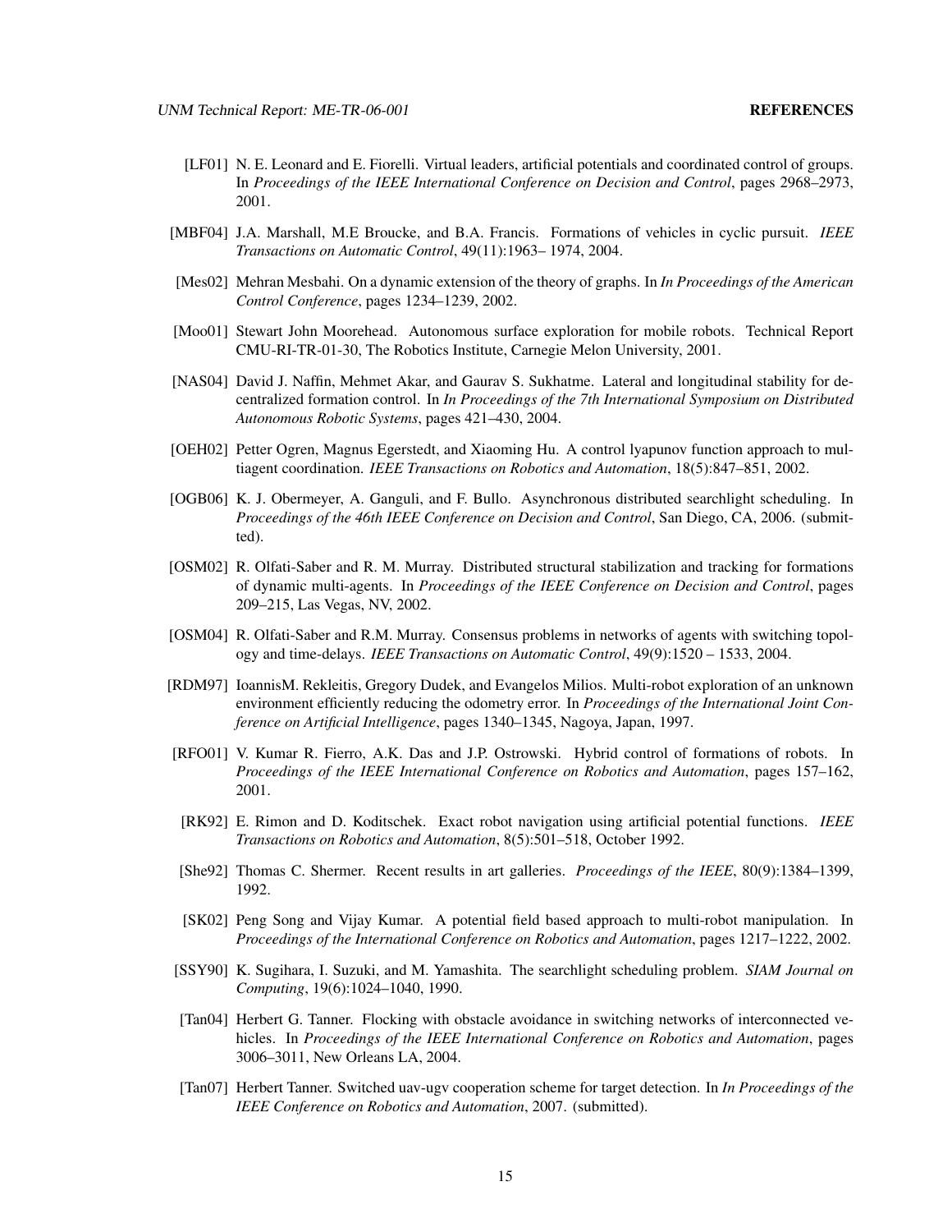[LF01] N. E. Leonard and E. Fiorelli. Virtual leaders, artificial potentials and coordinated control of groups. In *Proceedings of the IEEE International Conference on Decision and Control*, pages 2968–2973, 2001.

[MBF04] J.A. Marshall, M.E Broucke, and B.A. Francis. Formations of vehicles in cyclic pursuit. *IEEE Transactions on Automatic Control*, 49(11):1963– 1974, 2004.

[Mes02] Mehran Mesbahi. On a dynamic extension of the theory of graphs. In *In Proceedings of the American Control Conference*, pages 1234–1239, 2002.

[Moo01] Stewart John Moorehead. Autonomous surface exploration for mobile robots. Technical Report CMU-RI-TR-01-30, The Robotics Institute, Carnegie Melon University, 2001.

[NAS04] David J. Naffin, Mehmet Akar, and Gaurav S. Sukhatme. Lateral and longitudinal stability for decentralized formation control. In *In Proceedings of the 7th International Symposium on Distributed Autonomous Robotic Systems*, pages 421–430, 2004.

[OEH02] Petter Ogren, Magnus Egerstedt, and Xiaoming Hu. A control lyapunov function approach to multiagent coordination. *IEEE Transactions on Robotics and Automation*, 18(5):847–851, 2002.

[OGB06] K. J. Obermeyer, A. Ganguli, and F. Bullo. Asynchronous distributed searchlight scheduling. In *Proceedings of the 46th IEEE Conference on Decision and Control*, San Diego, CA, 2006. (submitted).

[OSM02] R. Olfati-Saber and R. M. Murray. Distributed structural stabilization and tracking for formations of dynamic multi-agents. In *Proceedings of the IEEE Conference on Decision and Control*, pages 209–215, Las Vegas, NV, 2002.

[OSM04] R. Olfati-Saber and R.M. Murray. Consensus problems in networks of agents with switching topology and time-delays. *IEEE Transactions on Automatic Control*, 49(9):1520 – 1533, 2004.

[RDM97] IoannisM. Rekleitis, Gregory Dudek, and Evangelos Milios. Multi-robot exploration of an unknown environment efficiently reducing the odometry error. In *Proceedings of the International Joint Conference on Artificial Intelligence*, pages 1340–1345, Nagoya, Japan, 1997.

[RFO01] V. Kumar R. Fierro, A.K. Das and J.P. Ostrowski. Hybrid control of formations of robots. In *Proceedings of the IEEE International Conference on Robotics and Automation*, pages 157–162, 2001.

[RK92] E. Rimon and D. Koditschek. Exact robot navigation using artificial potential functions. *IEEE Transactions on Robotics and Automation*, 8(5):501–518, October 1992.

[She92] Thomas C. Shermer. Recent results in art galleries. *Proceedings of the IEEE*, 80(9):1384–1399, 1992.

[SK02] Peng Song and Vijay Kumar. A potential field based approach to multi-robot manipulation. In *Proceedings of the International Conference on Robotics and Automation*, pages 1217–1222, 2002.

[SSY90] K. Sugihara, I. Suzuki, and M. Yamashita. The searchlight scheduling problem. *SIAM Journal on Computing*, 19(6):1024–1040, 1990.

[Tan04] Herbert G. Tanner. Flocking with obstacle avoidance in switching networks of interconnected vehicles. In *Proceedings of the IEEE International Conference on Robotics and Automation*, pages 3006–3011, New Orleans LA, 2004.

[Tan07] Herbert Tanner. Switched uav-ugv cooperation scheme for target detection. In *In Proceedings of the IEEE Conference on Robotics and Automation*, 2007. (submitted).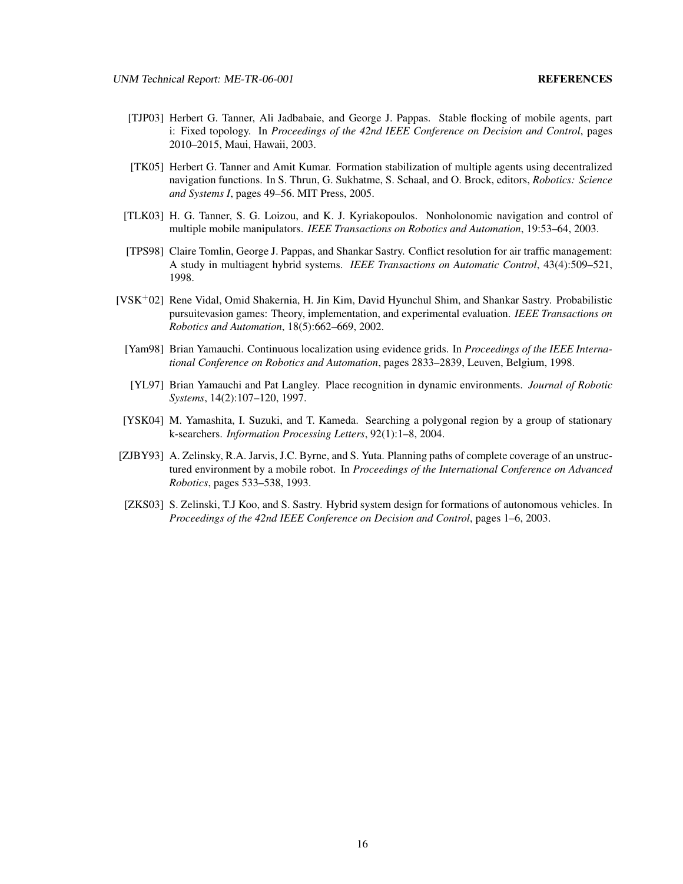[TJP03] Herbert G. Tanner, Ali Jadbabaie, and George J. Pappas. Stable flocking of mobile agents, part i: Fixed topology. In *Proceedings of the 42nd IEEE Conference on Decision and Control*, pages 2010–2015, Maui, Hawaii, 2003.

[TK05] Herbert G. Tanner and Amit Kumar. Formation stabilization of multiple agents using decentralized navigation functions. In S. Thrun, G. Sukhatme, S. Schaal, and O. Brock, editors, *Robotics: Science and Systems I*, pages 49–56. MIT Press, 2005.

[TLK03] H. G. Tanner, S. G. Loizou, and K. J. Kyriakopoulos. Nonholonomic navigation and control of multiple mobile manipulators. *IEEE Transactions on Robotics and Automation*, 19:53–64, 2003.

[TPS98] Claire Tomlin, George J. Pappas, and Shankar Sastry. Conflict resolution for air traffic management: A study in multiagent hybrid systems. *IEEE Transactions on Automatic Control*, 43(4):509–521, 1998.

[VSK+02] Rene Vidal, Omid Shakernia, H. Jin Kim, David Hyunchul Shim, and Shankar Sastry. Probabilistic pursuitevasion games: Theory, implementation, and experimental evaluation. *IEEE Transactions on Robotics and Automation*, 18(5):662–669, 2002.

[Yam98] Brian Yamauchi. Continuous localization using evidence grids. In *Proceedings of the IEEE International Conference on Robotics and Automation*, pages 2833–2839, Leuven, Belgium, 1998.

[YL97] Brian Yamauchi and Pat Langley. Place recognition in dynamic environments. *Journal of Robotic Systems*, 14(2):107–120, 1997.

[YSK04] M. Yamashita, I. Suzuki, and T. Kameda. Searching a polygonal region by a group of stationary k-searchers. *Information Processing Letters*, 92(1):1–8, 2004.

[ZJBY93] A. Zelinsky, R.A. Jarvis, J.C. Byrne, and S. Yuta. Planning paths of complete coverage of an unstructured environment by a mobile robot. In *Proceedings of the International Conference on Advanced Robotics*, pages 533–538, 1993.

[ZKS03] S. Zelinski, T.J Koo, and S. Sastry. Hybrid system design for formations of autonomous vehicles. In *Proceedings of the 42nd IEEE Conference on Decision and Control*, pages 1–6, 2003.